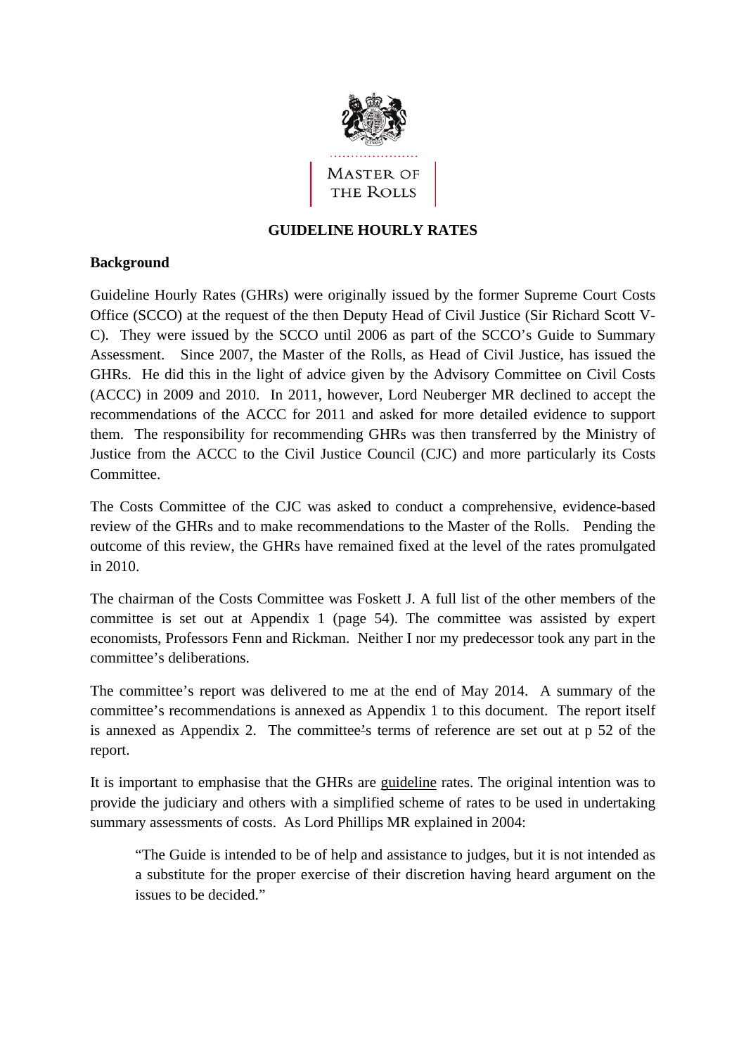MASTER OF THE ROLLS

# GUIDELINE HOURLY RATES

## Background

Guideline Hourly Rates (GHRs) were originally issued by the former Supreme Court Costs Office (SCCO) at the request of the then Deputy Head of Civil Justice (Sir Richard Scott V-C). They were issued by the SCCO until 2006 as part of the SCCO's Guide to Summary Assessment. Since 2007, the Master of the Rolls, as Head of Civil Justice, has issued the GHRs. He did this in the light of advice given by the Advisory Committee on Civil Costs (ACCC) in 2009 and 2010. In 2011, however, Lord Neuberger MR declined to accept the recommendations of the ACCC for 2011 and asked for more detailed evidence to support them. The responsibility for recommending GHRs was then transferred by the Ministry of Justice from the ACCC to the Civil Justice Council (CJC) and more particularly its Costs Committee.

The Costs Committee of the CJC was asked to conduct a comprehensive, evidence-based review of the GHRs and to make recommendations to the Master of the Rolls. Pending the outcome of this review, the GHRs have remained fixed at the level of the rates promulgated in 2010.

The chairman of the Costs Committee was Foskett J. A full list of the other members of the committee is set out at Appendix 1 (page 54). The committee was assisted by expert economists, Professors Fenn and Rickman. Neither I nor my predecessor took any part in the committee's deliberations.

The committee's report was delivered to me at the end of May 2014. A summary of the committee's recommendations is annexed as Appendix 1 to this document. The report itself is annexed as Appendix 2. The committee's terms of reference are set out at p 52 of the report.

It is important to emphasise that the GHRs are guideline rates. The original intention was to provide the judiciary and others with a simplified scheme of rates to be used in undertaking summary assessments of costs. As Lord Phillips MR explained in 2004:

> "The Guide is intended to be of help and assistance to judges, but it is not intended as a substitute for the proper exercise of their discretion having heard argument on the issues to be decided."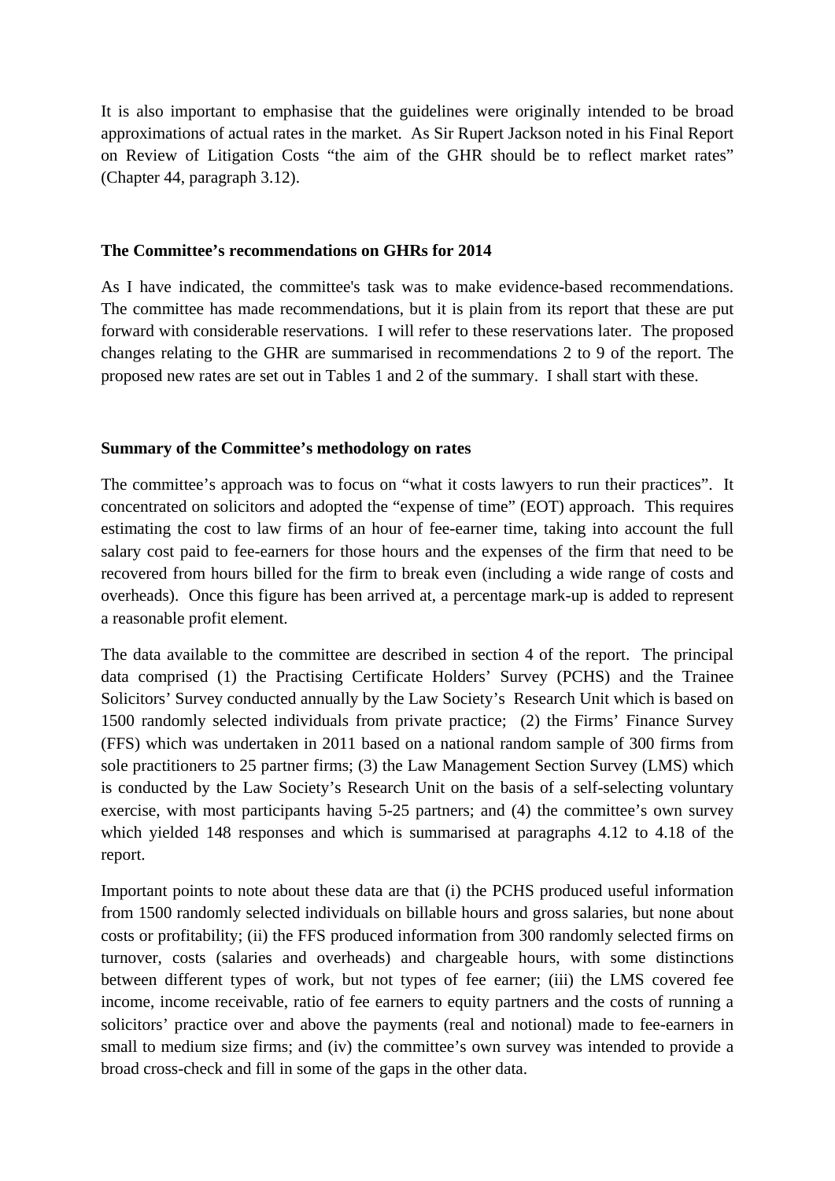It is also important to emphasise that the guidelines were originally intended to be broad approximations of actual rates in the market. As Sir Rupert Jackson noted in his Final Report on Review of Litigation Costs "the aim of the GHR should be to reflect market rates" (Chapter 44, paragraph 3.12).

**The Committee's recommendations on GHRs for 2014**

As I have indicated, the committee's task was to make evidence-based recommendations. The committee has made recommendations, but it is plain from its report that these are put forward with considerable reservations. I will refer to these reservations later. The proposed changes relating to the GHR are summarised in recommendations 2 to 9 of the report. The proposed new rates are set out in Tables 1 and 2 of the summary. I shall start with these.

**Summary of the Committee's methodology on rates**

The committee's approach was to focus on "what it costs lawyers to run their practices". It concentrated on solicitors and adopted the "expense of time" (EOT) approach. This requires estimating the cost to law firms of an hour of fee-earner time, taking into account the full salary cost paid to fee-earners for those hours and the expenses of the firm that need to be recovered from hours billed for the firm to break even (including a wide range of costs and overheads). Once this figure has been arrived at, a percentage mark-up is added to represent a reasonable profit element.

The data available to the committee are described in section 4 of the report. The principal data comprised (1) the Practising Certificate Holders' Survey (PCHS) and the Trainee Solicitors' Survey conducted annually by the Law Society's Research Unit which is based on 1500 randomly selected individuals from private practice; (2) the Firms' Finance Survey (FFS) which was undertaken in 2011 based on a national random sample of 300 firms from sole practitioners to 25 partner firms; (3) the Law Management Section Survey (LMS) which is conducted by the Law Society's Research Unit on the basis of a self-selecting voluntary exercise, with most participants having 5-25 partners; and (4) the committee's own survey which yielded 148 responses and which is summarised at paragraphs 4.12 to 4.18 of the report.

Important points to note about these data are that (i) the PCHS produced useful information from 1500 randomly selected individuals on billable hours and gross salaries, but none about costs or profitability; (ii) the FFS produced information from 300 randomly selected firms on turnover, costs (salaries and overheads) and chargeable hours, with some distinctions between different types of work, but not types of fee earner; (iii) the LMS covered fee income, income receivable, ratio of fee earners to equity partners and the costs of running a solicitors' practice over and above the payments (real and notional) made to fee-earners in small to medium size firms; and (iv) the committee's own survey was intended to provide a broad cross-check and fill in some of the gaps in the other data.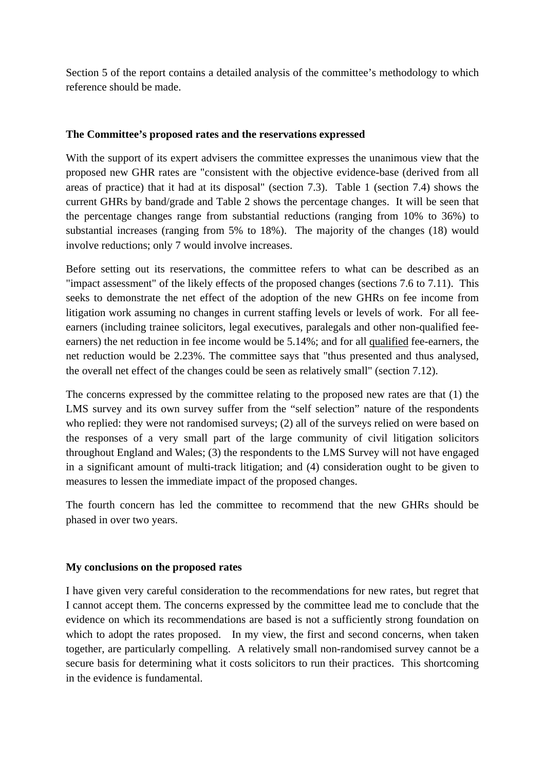Section 5 of the report contains a detailed analysis of the committee's methodology to which reference should be made.

### The Committee's proposed rates and the reservations expressed

With the support of its expert advisers the committee expresses the unanimous view that the proposed new GHR rates are "consistent with the objective evidence-base (derived from all areas of practice) that it had at its disposal" (section 7.3). Table 1 (section 7.4) shows the current GHRs by band/grade and Table 2 shows the percentage changes. It will be seen that the percentage changes range from substantial reductions (ranging from 10% to 36%) to substantial increases (ranging from 5% to 18%). The majority of the changes (18) would involve reductions; only 7 would involve increases.

Before setting out its reservations, the committee refers to what can be described as an "impact assessment" of the likely effects of the proposed changes (sections 7.6 to 7.11). This seeks to demonstrate the net effect of the adoption of the new GHRs on fee income from litigation work assuming no changes in current staffing levels or levels of work. For all fee-earners (including trainee solicitors, legal executives, paralegals and other non-qualified fee-earners) the net reduction in fee income would be 5.14%; and for all <u>qualified</u> fee-earners, the net reduction would be 2.23%. The committee says that "thus presented and thus analysed, the overall net effect of the changes could be seen as relatively small" (section 7.12).

The concerns expressed by the committee relating to the proposed new rates are that (1) the LMS survey and its own survey suffer from the "self selection" nature of the respondents who replied: they were not randomised surveys; (2) all of the surveys relied on were based on the responses of a very small part of the large community of civil litigation solicitors throughout England and Wales; (3) the respondents to the LMS Survey will not have engaged in a significant amount of multi-track litigation; and (4) consideration ought to be given to measures to lessen the immediate impact of the proposed changes.

The fourth concern has led the committee to recommend that the new GHRs should be phased in over two years.

### My conclusions on the proposed rates

I have given very careful consideration to the recommendations for new rates, but regret that I cannot accept them. The concerns expressed by the committee lead me to conclude that the evidence on which its recommendations are based is not a sufficiently strong foundation on which to adopt the rates proposed. In my view, the first and second concerns, when taken together, are particularly compelling. A relatively small non-randomised survey cannot be a secure basis for determining what it costs solicitors to run their practices. This shortcoming in the evidence is fundamental.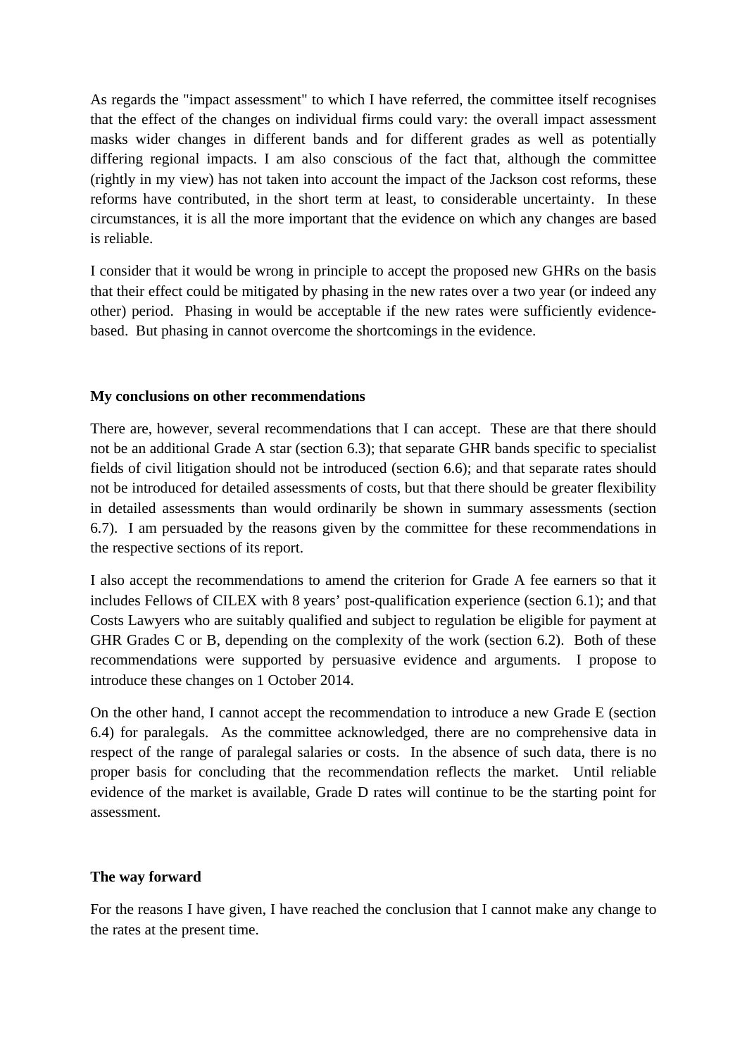As regards the "impact assessment" to which I have referred, the committee itself recognises that the effect of the changes on individual firms could vary: the overall impact assessment masks wider changes in different bands and for different grades as well as potentially differing regional impacts. I am also conscious of the fact that, although the committee (rightly in my view) has not taken into account the impact of the Jackson cost reforms, these reforms have contributed, in the short term at least, to considerable uncertainty. In these circumstances, it is all the more important that the evidence on which any changes are based is reliable.

I consider that it would be wrong in principle to accept the proposed new GHRs on the basis that their effect could be mitigated by phasing in the new rates over a two year (or indeed any other) period. Phasing in would be acceptable if the new rates were sufficiently evidence-based. But phasing in cannot overcome the shortcomings in the evidence.

**My conclusions on other recommendations**

There are, however, several recommendations that I can accept. These are that there should not be an additional Grade A star (section 6.3); that separate GHR bands specific to specialist fields of civil litigation should not be introduced (section 6.6); and that separate rates should not be introduced for detailed assessments of costs, but that there should be greater flexibility in detailed assessments than would ordinarily be shown in summary assessments (section 6.7). I am persuaded by the reasons given by the committee for these recommendations in the respective sections of its report.

I also accept the recommendations to amend the criterion for Grade A fee earners so that it includes Fellows of CILEX with 8 years' post-qualification experience (section 6.1); and that Costs Lawyers who are suitably qualified and subject to regulation be eligible for payment at GHR Grades C or B, depending on the complexity of the work (section 6.2). Both of these recommendations were supported by persuasive evidence and arguments. I propose to introduce these changes on 1 October 2014.

On the other hand, I cannot accept the recommendation to introduce a new Grade E (section 6.4) for paralegals. As the committee acknowledged, there are no comprehensive data in respect of the range of paralegal salaries or costs. In the absence of such data, there is no proper basis for concluding that the recommendation reflects the market. Until reliable evidence of the market is available, Grade D rates will continue to be the starting point for assessment.

**The way forward**

For the reasons I have given, I have reached the conclusion that I cannot make any change to the rates at the present time.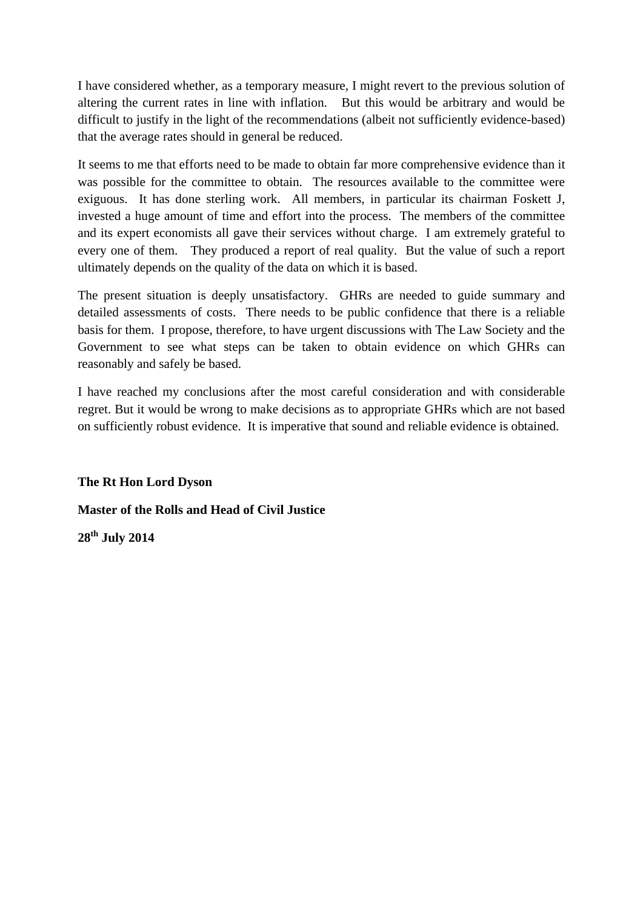I have considered whether, as a temporary measure, I might revert to the previous solution of altering the current rates in line with inflation. But this would be arbitrary and would be difficult to justify in the light of the recommendations (albeit not sufficiently evidence-based) that the average rates should in general be reduced.

It seems to me that efforts need to be made to obtain far more comprehensive evidence than it was possible for the committee to obtain. The resources available to the committee were exiguous. It has done sterling work. All members, in particular its chairman Foskett J, invested a huge amount of time and effort into the process. The members of the committee and its expert economists all gave their services without charge. I am extremely grateful to every one of them. They produced a report of real quality. But the value of such a report ultimately depends on the quality of the data on which it is based.

The present situation is deeply unsatisfactory. GHRs are needed to guide summary and detailed assessments of costs. There needs to be public confidence that there is a reliable basis for them. I propose, therefore, to have urgent discussions with The Law Society and the Government to see what steps can be taken to obtain evidence on which GHRs can reasonably and safely be based.

I have reached my conclusions after the most careful consideration and with considerable regret. But it would be wrong to make decisions as to appropriate GHRs which are not based on sufficiently robust evidence. It is imperative that sound and reliable evidence is obtained.

**The Rt Hon Lord Dyson**

**Master of the Rolls and Head of Civil Justice**

**28th July 2014**